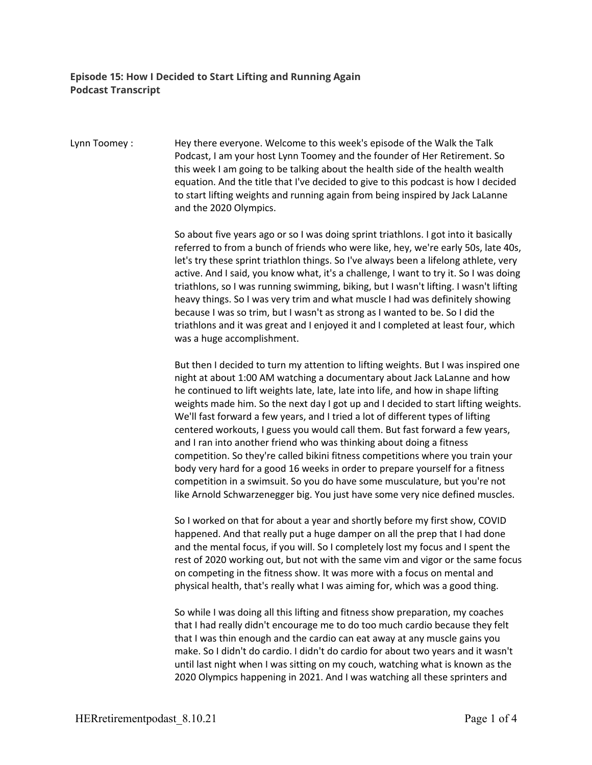**Episode 15: How I Decided to Start Lifting and Running Again**
**Podcast Transcript**

Lynn Toomey :

Hey there everyone. Welcome to this week's episode of the Walk the Talk Podcast, I am your host Lynn Toomey and the founder of Her Retirement. So this week I am going to be talking about the health side of the health wealth equation. And the title that I've decided to give to this podcast is how I decided to start lifting weights and running again from being inspired by Jack LaLanne and the 2020 Olympics.

So about five years ago or so I was doing sprint triathlons. I got into it basically referred to from a bunch of friends who were like, hey, we're early 50s, late 40s, let's try these sprint triathlon things. So I've always been a lifelong athlete, very active. And I said, you know what, it's a challenge, I want to try it. So I was doing triathlons, so I was running swimming, biking, but I wasn't lifting. I wasn't lifting heavy things. So I was very trim and what muscle I had was definitely showing because I was so trim, but I wasn't as strong as I wanted to be. So I did the triathlons and it was great and I enjoyed it and I completed at least four, which was a huge accomplishment.

But then I decided to turn my attention to lifting weights. But I was inspired one night at about 1:00 AM watching a documentary about Jack LaLanne and how he continued to lift weights late, late, late into life, and how in shape lifting weights made him. So the next day I got up and I decided to start lifting weights. We'll fast forward a few years, and I tried a lot of different types of lifting centered workouts, I guess you would call them. But fast forward a few years, and I ran into another friend who was thinking about doing a fitness competition. So they're called bikini fitness competitions where you train your body very hard for a good 16 weeks in order to prepare yourself for a fitness competition in a swimsuit. So you do have some musculature, but you're not like Arnold Schwarzenegger big. You just have some very nice defined muscles.

So I worked on that for about a year and shortly before my first show, COVID happened. And that really put a huge damper on all the prep that I had done and the mental focus, if you will. So I completely lost my focus and I spent the rest of 2020 working out, but not with the same vim and vigor or the same focus on competing in the fitness show. It was more with a focus on mental and physical health, that's really what I was aiming for, which was a good thing.

So while I was doing all this lifting and fitness show preparation, my coaches that I had really didn't encourage me to do too much cardio because they felt that I was thin enough and the cardio can eat away at any muscle gains you make. So I didn't do cardio. I didn't do cardio for about two years and it wasn't until last night when I was sitting on my couch, watching what is known as the 2020 Olympics happening in 2021. And I was watching all these sprinters and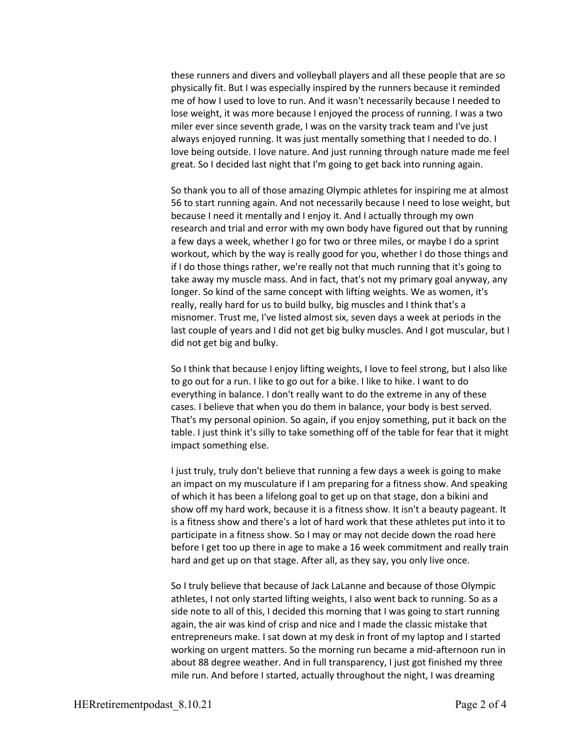these runners and divers and volleyball players and all these people that are so physically fit. But I was especially inspired by the runners because it reminded me of how I used to love to run. And it wasn't necessarily because I needed to lose weight, it was more because I enjoyed the process of running. I was a two miler ever since seventh grade, I was on the varsity track team and I've just always enjoyed running. It was just mentally something that I needed to do. I love being outside. I love nature. And just running through nature made me feel great. So I decided last night that I'm going to get back into running again.

So thank you to all of those amazing Olympic athletes for inspiring me at almost 56 to start running again. And not necessarily because I need to lose weight, but because I need it mentally and I enjoy it. And I actually through my own research and trial and error with my own body have figured out that by running a few days a week, whether I go for two or three miles, or maybe I do a sprint workout, which by the way is really good for you, whether I do those things and if I do those things rather, we're really not that much running that it's going to take away my muscle mass. And in fact, that's not my primary goal anyway, any longer. So kind of the same concept with lifting weights. We as women, it's really, really hard for us to build bulky, big muscles and I think that's a misnomer. Trust me, I've listed almost six, seven days a week at periods in the last couple of years and I did not get big bulky muscles. And I got muscular, but I did not get big and bulky.

So I think that because I enjoy lifting weights, I love to feel strong, but I also like to go out for a run. I like to go out for a bike. I like to hike. I want to do everything in balance. I don't really want to do the extreme in any of these cases. I believe that when you do them in balance, your body is best served. That's my personal opinion. So again, if you enjoy something, put it back on the table. I just think it's silly to take something off of the table for fear that it might impact something else.

I just truly, truly don't believe that running a few days a week is going to make an impact on my musculature if I am preparing for a fitness show. And speaking of which it has been a lifelong goal to get up on that stage, don a bikini and show off my hard work, because it is a fitness show. It isn't a beauty pageant. It is a fitness show and there's a lot of hard work that these athletes put into it to participate in a fitness show. So I may or may not decide down the road here before I get too up there in age to make a 16 week commitment and really train hard and get up on that stage. After all, as they say, you only live once.

So I truly believe that because of Jack LaLanne and because of those Olympic athletes, I not only started lifting weights, I also went back to running. So as a side note to all of this, I decided this morning that I was going to start running again, the air was kind of crisp and nice and I made the classic mistake that entrepreneurs make. I sat down at my desk in front of my laptop and I started working on urgent matters. So the morning run became a mid-afternoon run in about 88 degree weather. And in full transparency, I just got finished my three mile run. And before I started, actually throughout the night, I was dreaming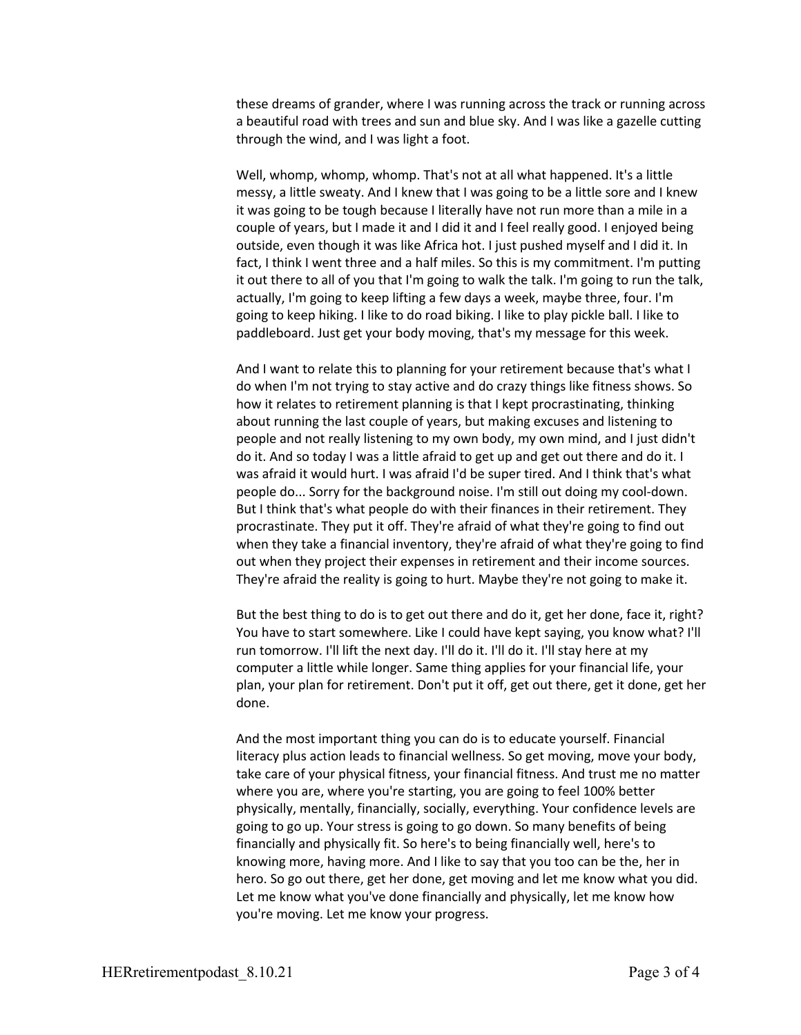these dreams of grander, where I was running across the track or running across a beautiful road with trees and sun and blue sky. And I was like a gazelle cutting through the wind, and I was light a foot.

Well, whomp, whomp, whomp. That's not at all what happened. It's a little messy, a little sweaty. And I knew that I was going to be a little sore and I knew it was going to be tough because I literally have not run more than a mile in a couple of years, but I made it and I did it and I feel really good. I enjoyed being outside, even though it was like Africa hot. I just pushed myself and I did it. In fact, I think I went three and a half miles. So this is my commitment. I'm putting it out there to all of you that I'm going to walk the talk. I'm going to run the talk, actually, I'm going to keep lifting a few days a week, maybe three, four. I'm going to keep hiking. I like to do road biking. I like to play pickle ball. I like to paddleboard. Just get your body moving, that's my message for this week.

And I want to relate this to planning for your retirement because that's what I do when I'm not trying to stay active and do crazy things like fitness shows. So how it relates to retirement planning is that I kept procrastinating, thinking about running the last couple of years, but making excuses and listening to people and not really listening to my own body, my own mind, and I just didn't do it. And so today I was a little afraid to get up and get out there and do it. I was afraid it would hurt. I was afraid I'd be super tired. And I think that's what people do... Sorry for the background noise. I'm still out doing my cool-down. But I think that's what people do with their finances in their retirement. They procrastinate. They put it off. They're afraid of what they're going to find out when they take a financial inventory, they're afraid of what they're going to find out when they project their expenses in retirement and their income sources. They're afraid the reality is going to hurt. Maybe they're not going to make it.

But the best thing to do is to get out there and do it, get her done, face it, right? You have to start somewhere. Like I could have kept saying, you know what? I'll run tomorrow. I'll lift the next day. I'll do it. I'll do it. I'll stay here at my computer a little while longer. Same thing applies for your financial life, your plan, your plan for retirement. Don't put it off, get out there, get it done, get her done.

And the most important thing you can do is to educate yourself. Financial literacy plus action leads to financial wellness. So get moving, move your body, take care of your physical fitness, your financial fitness. And trust me no matter where you are, where you're starting, you are going to feel 100% better physically, mentally, financially, socially, everything. Your confidence levels are going to go up. Your stress is going to go down. So many benefits of being financially and physically fit. So here's to being financially well, here's to knowing more, having more. And I like to say that you too can be the, her in hero. So go out there, get her done, get moving and let me know what you did. Let me know what you've done financially and physically, let me know how you're moving. Let me know your progress.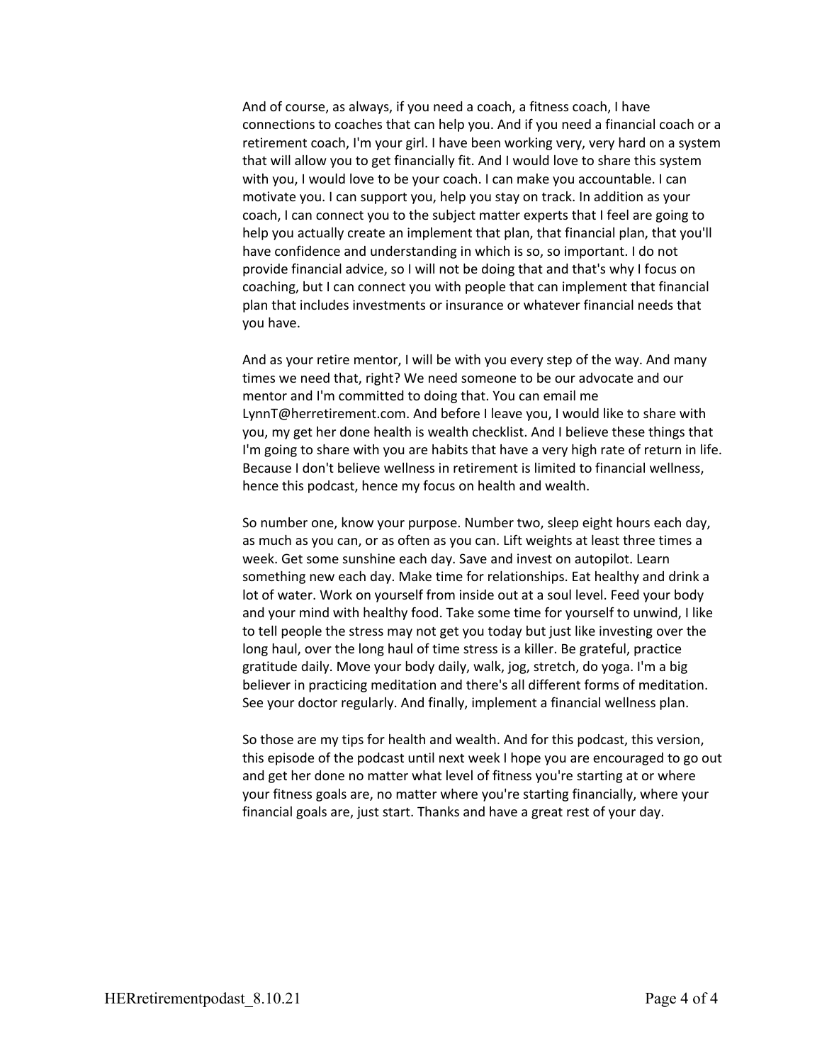And of course, as always, if you need a coach, a fitness coach, I have connections to coaches that can help you. And if you need a financial coach or a retirement coach, I'm your girl. I have been working very, very hard on a system that will allow you to get financially fit. And I would love to share this system with you, I would love to be your coach. I can make you accountable. I can motivate you. I can support you, help you stay on track. In addition as your coach, I can connect you to the subject matter experts that I feel are going to help you actually create an implement that plan, that financial plan, that you'll have confidence and understanding in which is so, so important. I do not provide financial advice, so I will not be doing that and that's why I focus on coaching, but I can connect you with people that can implement that financial plan that includes investments or insurance or whatever financial needs that you have.

And as your retire mentor, I will be with you every step of the way. And many times we need that, right? We need someone to be our advocate and our mentor and I'm committed to doing that. You can email me LynnT@herretirement.com. And before I leave you, I would like to share with you, my get her done health is wealth checklist. And I believe these things that I'm going to share with you are habits that have a very high rate of return in life. Because I don't believe wellness in retirement is limited to financial wellness, hence this podcast, hence my focus on health and wealth.

So number one, know your purpose. Number two, sleep eight hours each day, as much as you can, or as often as you can. Lift weights at least three times a week. Get some sunshine each day. Save and invest on autopilot. Learn something new each day. Make time for relationships. Eat healthy and drink a lot of water. Work on yourself from inside out at a soul level. Feed your body and your mind with healthy food. Take some time for yourself to unwind, I like to tell people the stress may not get you today but just like investing over the long haul, over the long haul of time stress is a killer. Be grateful, practice gratitude daily. Move your body daily, walk, jog, stretch, do yoga. I'm a big believer in practicing meditation and there's all different forms of meditation. See your doctor regularly. And finally, implement a financial wellness plan.

So those are my tips for health and wealth. And for this podcast, this version, this episode of the podcast until next week I hope you are encouraged to go out and get her done no matter what level of fitness you're starting at or where your fitness goals are, no matter where you're starting financially, where your financial goals are, just start. Thanks and have a great rest of your day.